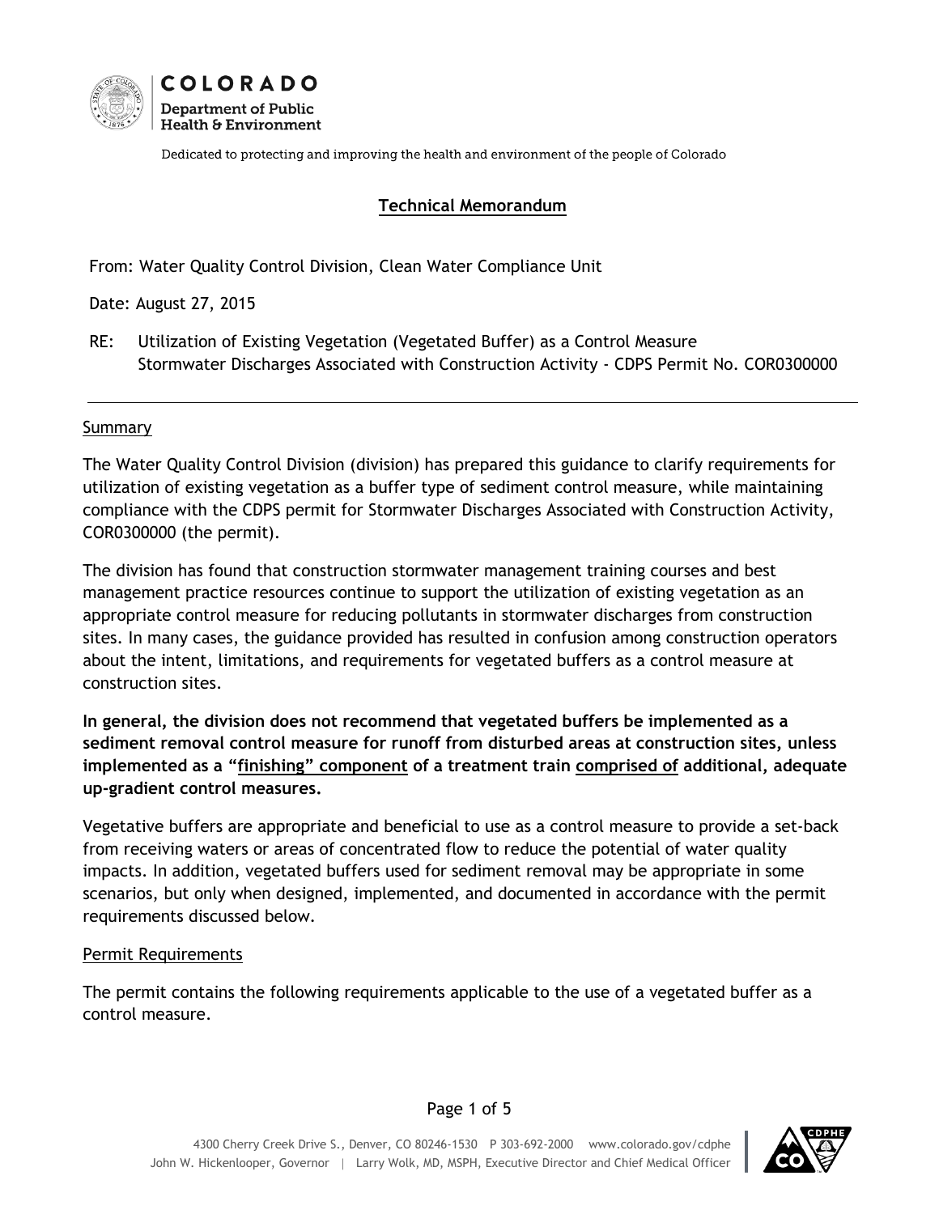COLORADO
Department of Public Health & Environment

Dedicated to protecting and improving the health and environment of the people of Colorado

# Technical Memorandum

From: Water Quality Control Division, Clean Water Compliance Unit

Date: August 27, 2015

RE: Utilization of Existing Vegetation (Vegetated Buffer) as a Control Measure
Stormwater Discharges Associated with Construction Activity - CDPS Permit No. COR0300000

---

## Summary

The Water Quality Control Division (division) has prepared this guidance to clarify requirements for utilization of existing vegetation as a buffer type of sediment control measure, while maintaining compliance with the CDPS permit for Stormwater Discharges Associated with Construction Activity, COR0300000 (the permit).

The division has found that construction stormwater management training courses and best management practice resources continue to support the utilization of existing vegetation as an appropriate control measure for reducing pollutants in stormwater discharges from construction sites. In many cases, the guidance provided has resulted in confusion among construction operators about the intent, limitations, and requirements for vegetated buffers as a control measure at construction sites.

**In general, the division does not recommend that vegetated buffers be implemented as a sediment removal control measure for runoff from disturbed areas at construction sites, unless implemented as a "<u>finishing" component</u> of a treatment train <u>comprised of</u> additional, adequate up-gradient control measures.**

Vegetative buffers are appropriate and beneficial to use as a control measure to provide a set-back from receiving waters or areas of concentrated flow to reduce the potential of water quality impacts. In addition, vegetated buffers used for sediment removal may be appropriate in some scenarios, but only when designed, implemented, and documented in accordance with the permit requirements discussed below.

## Permit Requirements

The permit contains the following requirements applicable to the use of a vegetated buffer as a control measure.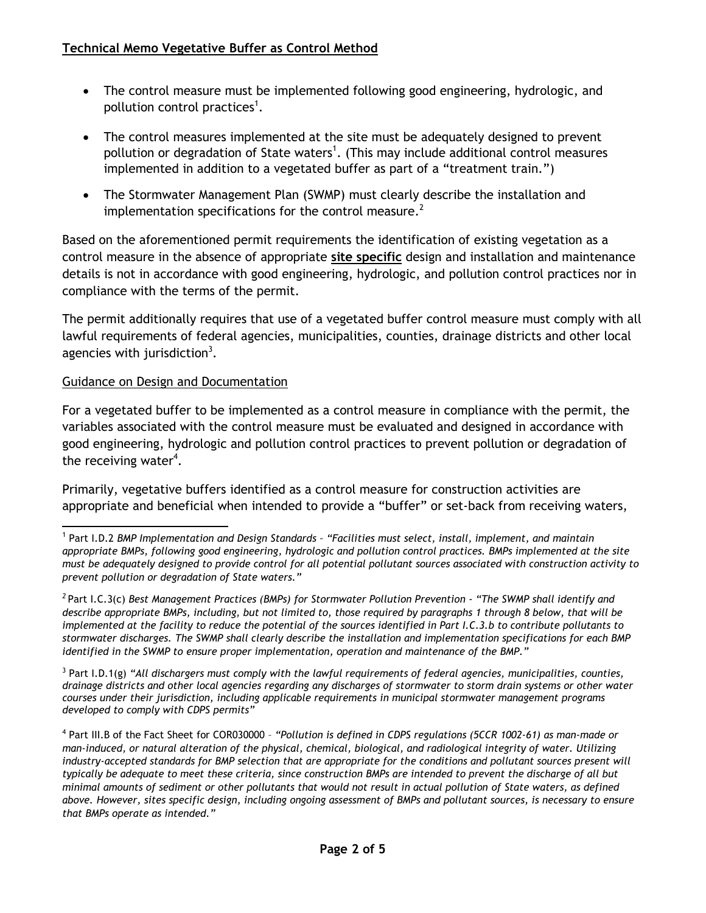**Technical Memo Vegetative Buffer as Control Method**

- The control measure must be implemented following good engineering, hydrologic, and pollution control practices[1].
- The control measures implemented at the site must be adequately designed to prevent pollution or degradation of State waters[1]. (This may include additional control measures implemented in addition to a vegetated buffer as part of a "treatment train.")
- The Stormwater Management Plan (SWMP) must clearly describe the installation and implementation specifications for the control measure.[2]

Based on the aforementioned permit requirements the identification of existing vegetation as a control measure in the absence of appropriate **site specific** design and installation and maintenance details is not in accordance with good engineering, hydrologic, and pollution control practices nor in compliance with the terms of the permit.

The permit additionally requires that use of a vegetated buffer control measure must comply with all lawful requirements of federal agencies, municipalities, counties, drainage districts and other local agencies with jurisdiction[3].

Guidance on Design and Documentation

For a vegetated buffer to be implemented as a control measure in compliance with the permit, the variables associated with the control measure must be evaluated and designed in accordance with good engineering, hydrologic and pollution control practices to prevent pollution or degradation of the receiving water[4].

Primarily, vegetative buffers identified as a control measure for construction activities are appropriate and beneficial when intended to provide a "buffer" or set-back from receiving waters,

---

[1] Part I.D.2 *BMP Implementation and Design Standards – "Facilities must select, install, implement, and maintain appropriate BMPs, following good engineering, hydrologic and pollution control practices. BMPs implemented at the site must be adequately designed to provide control for all potential pollutant sources associated with construction activity to prevent pollution or degradation of State waters."*

[2] Part I.C.3(c) *Best Management Practices (BMPs) for Stormwater Pollution Prevention - "The SWMP shall identify and describe appropriate BMPs, including, but not limited to, those required by paragraphs 1 through 8 below, that will be implemented at the facility to reduce the potential of the sources identified in Part I.C.3.b to contribute pollutants to stormwater discharges. The SWMP shall clearly describe the installation and implementation specifications for each BMP identified in the SWMP to ensure proper implementation, operation and maintenance of the BMP."*

[3] Part I.D.1(g) *"All dischargers must comply with the lawful requirements of federal agencies, municipalities, counties, drainage districts and other local agencies regarding any discharges of stormwater to storm drain systems or other water courses under their jurisdiction, including applicable requirements in municipal stormwater management programs developed to comply with CDPS permits"*

[4] Part III.B of the Fact Sheet for COR030000 – *"Pollution is defined in CDPS regulations (5CCR 1002-61) as man-made or man-induced, or natural alteration of the physical, chemical, biological, and radiological integrity of water. Utilizing industry-accepted standards for BMP selection that are appropriate for the conditions and pollutant sources present will typically be adequate to meet these criteria, since construction BMPs are intended to prevent the discharge of all but minimal amounts of sediment or other pollutants that would not result in actual pollution of State waters, as defined above. However, sites specific design, including ongoing assessment of BMPs and pollutant sources, is necessary to ensure that BMPs operate as intended."*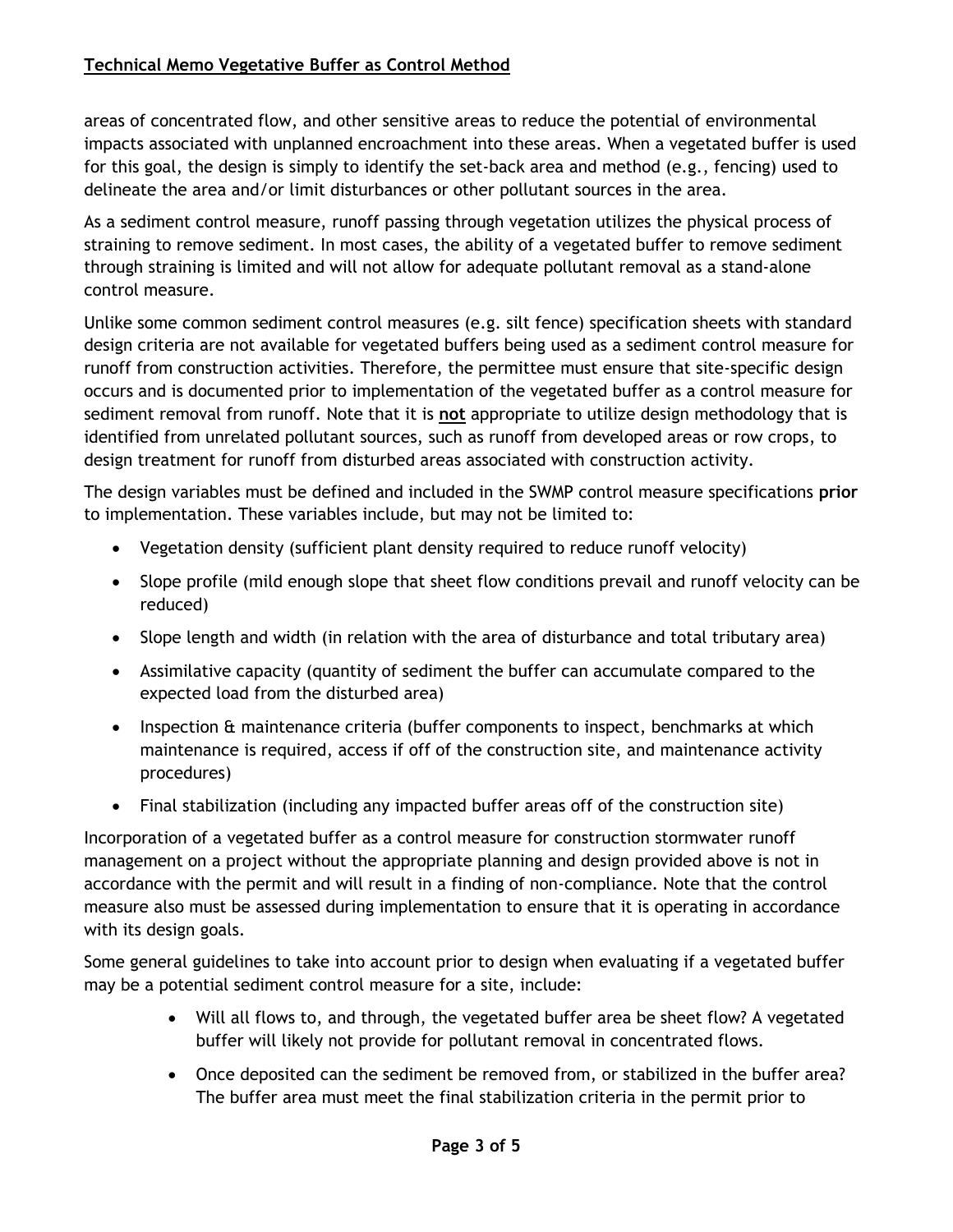areas of concentrated flow, and other sensitive areas to reduce the potential of environmental impacts associated with unplanned encroachment into these areas. When a vegetated buffer is used for this goal, the design is simply to identify the set-back area and method (e.g., fencing) used to delineate the area and/or limit disturbances or other pollutant sources in the area.

As a sediment control measure, runoff passing through vegetation utilizes the physical process of straining to remove sediment. In most cases, the ability of a vegetated buffer to remove sediment through straining is limited and will not allow for adequate pollutant removal as a stand-alone control measure.

Unlike some common sediment control measures (e.g. silt fence) specification sheets with standard design criteria are not available for vegetated buffers being used as a sediment control measure for runoff from construction activities. Therefore, the permittee must ensure that site-specific design occurs and is documented prior to implementation of the vegetated buffer as a control measure for sediment removal from runoff. Note that it is **not** appropriate to utilize design methodology that is identified from unrelated pollutant sources, such as runoff from developed areas or row crops, to design treatment for runoff from disturbed areas associated with construction activity.

The design variables must be defined and included in the SWMP control measure specifications **prior** to implementation. These variables include, but may not be limited to:

- Vegetation density (sufficient plant density required to reduce runoff velocity)
- Slope profile (mild enough slope that sheet flow conditions prevail and runoff velocity can be reduced)
- Slope length and width (in relation with the area of disturbance and total tributary area)
- Assimilative capacity (quantity of sediment the buffer can accumulate compared to the expected load from the disturbed area)
- Inspection & maintenance criteria (buffer components to inspect, benchmarks at which maintenance is required, access if off of the construction site, and maintenance activity procedures)
- Final stabilization (including any impacted buffer areas off of the construction site)

Incorporation of a vegetated buffer as a control measure for construction stormwater runoff management on a project without the appropriate planning and design provided above is not in accordance with the permit and will result in a finding of non-compliance. Note that the control measure also must be assessed during implementation to ensure that it is operating in accordance with its design goals.

Some general guidelines to take into account prior to design when evaluating if a vegetated buffer may be a potential sediment control measure for a site, include:

- Will all flows to, and through, the vegetated buffer area be sheet flow? A vegetated buffer will likely not provide for pollutant removal in concentrated flows.
- Once deposited can the sediment be removed from, or stabilized in the buffer area? The buffer area must meet the final stabilization criteria in the permit prior to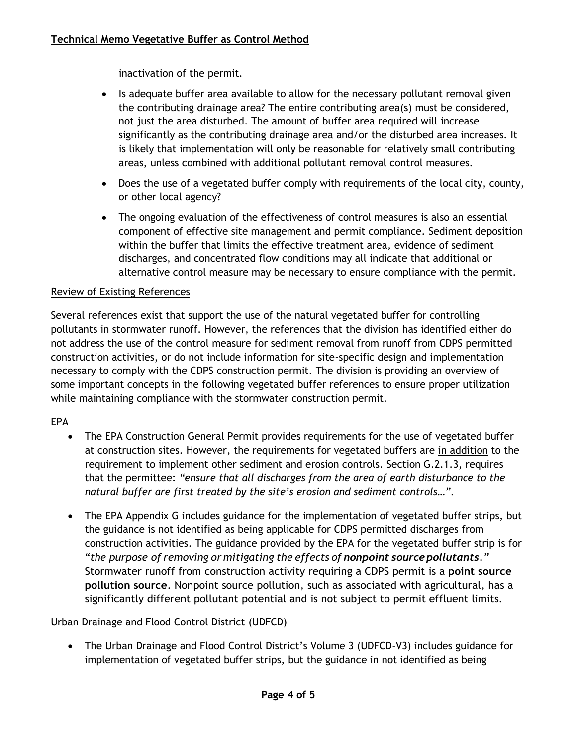inactivation of the permit.

- Is adequate buffer area available to allow for the necessary pollutant removal given the contributing drainage area? The entire contributing area(s) must be considered, not just the area disturbed. The amount of buffer area required will increase significantly as the contributing drainage area and/or the disturbed area increases. It is likely that implementation will only be reasonable for relatively small contributing areas, unless combined with additional pollutant removal control measures.
- Does the use of a vegetated buffer comply with requirements of the local city, county, or other local agency?
- The ongoing evaluation of the effectiveness of control measures is also an essential component of effective site management and permit compliance. Sediment deposition within the buffer that limits the effective treatment area, evidence of sediment discharges, and concentrated flow conditions may all indicate that additional or alternative control measure may be necessary to ensure compliance with the permit.

<u>Review of Existing References</u>

Several references exist that support the use of the natural vegetated buffer for controlling pollutants in stormwater runoff. However, the references that the division has identified either do not address the use of the control measure for sediment removal from runoff from CDPS permitted construction activities, or do not include information for site-specific design and implementation necessary to comply with the CDPS construction permit. The division is providing an overview of some important concepts in the following vegetated buffer references to ensure proper utilization while maintaining compliance with the stormwater construction permit.

EPA

- The EPA Construction General Permit provides requirements for the use of vegetated buffer at construction sites. However, the requirements for vegetated buffers are <u>in addition</u> to the requirement to implement other sediment and erosion controls. Section G.2.1.3, requires that the permittee: *"ensure that all discharges from the area of earth disturbance to the natural buffer are first treated by the site's erosion and sediment controls…"*.
- The EPA Appendix G includes guidance for the implementation of vegetated buffer strips, but the guidance is not identified as being applicable for CDPS permitted discharges from construction activities. The guidance provided by the EPA for the vegetated buffer strip is for "*the purpose of removing or mitigating the effects of **nonpoint source pollutants**.*" Stormwater runoff from construction activity requiring a CDPS permit is a **point source pollution source**. Nonpoint source pollution, such as associated with agricultural, has a significantly different pollutant potential and is not subject to permit effluent limits.

Urban Drainage and Flood Control District (UDFCD)

- The Urban Drainage and Flood Control District's Volume 3 (UDFCD-V3) includes guidance for implementation of vegetated buffer strips, but the guidance in not identified as being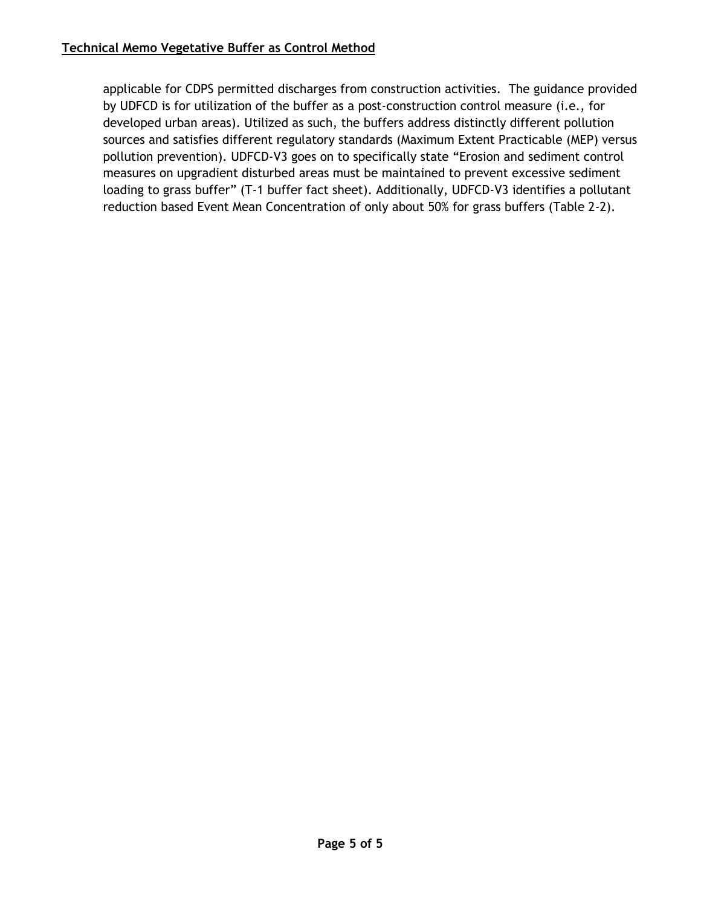applicable for CDPS permitted discharges from construction activities. The guidance provided by UDFCD is for utilization of the buffer as a post-construction control measure (i.e., for developed urban areas). Utilized as such, the buffers address distinctly different pollution sources and satisfies different regulatory standards (Maximum Extent Practicable (MEP) versus pollution prevention). UDFCD-V3 goes on to specifically state "Erosion and sediment control measures on upgradient disturbed areas must be maintained to prevent excessive sediment loading to grass buffer" (T-1 buffer fact sheet). Additionally, UDFCD-V3 identifies a pollutant reduction based Event Mean Concentration of only about 50% for grass buffers (Table 2-2).